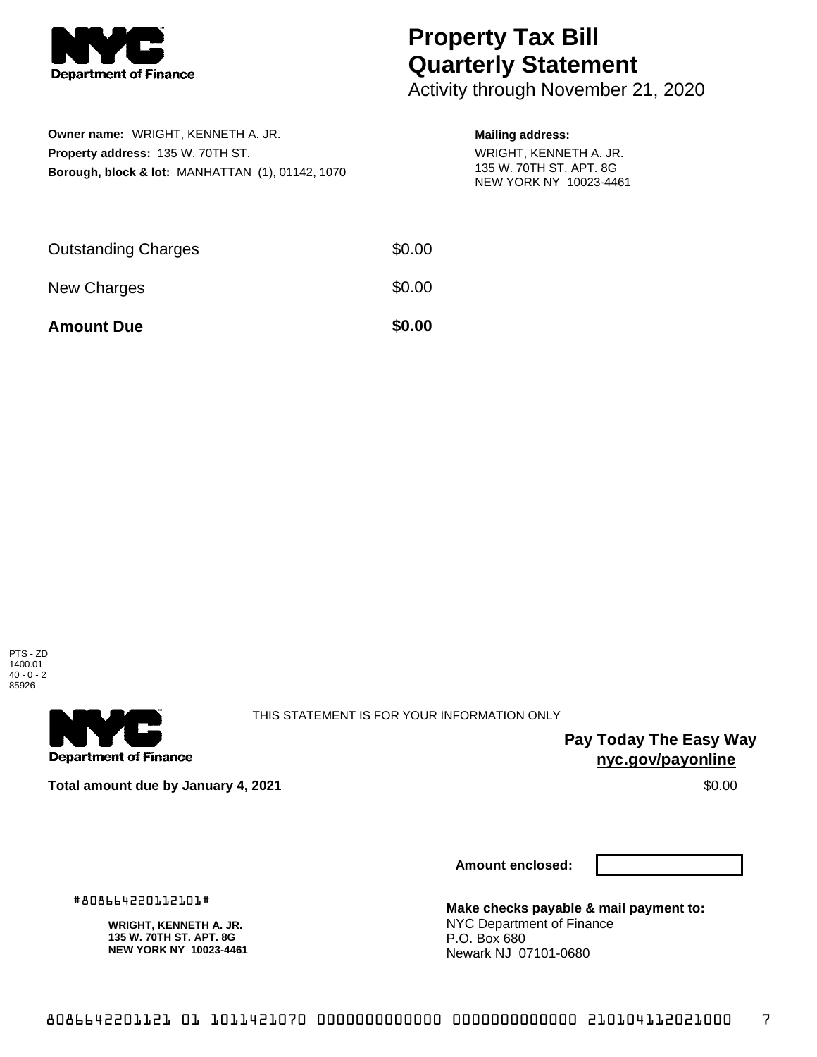**Department of Finance**

# Property Tax Bill Quarterly Statement

Activity through November 21, 2020

**Owner name:** WRIGHT, KENNETH A. JR.
**Property address:** 135 W. 70TH ST.
**Borough, block & lot:** MANHATTAN (1), 01142, 1070

**Mailing address:**
WRIGHT, KENNETH A. JR.
135 W. 70TH ST. APT. 8G
NEW YORK NY 10023-4461

| | |
|---|---|
| Outstanding Charges | $0.00 |
| New Charges | $0.00 |
| **Amount Due** | **$0.00** |

PTS - ZD
1400.01
40 - 0 - 2
85926

**Department of Finance**

THIS STATEMENT IS FOR YOUR INFORMATION ONLY

**Pay Today The Easy Way**
**nyc.gov/payonline**

**Total amount due by January 4, 2021** $0.00

**Amount enclosed:**

#808664220112101#

**WRIGHT, KENNETH A. JR.**
**135 W. 70TH ST. APT. 8G**
**NEW YORK NY 10023-4461**

**Make checks payable & mail payment to:**
NYC Department of Finance
P.O. Box 680
Newark NJ 07101-0680

8086642201121 01 1011421070 0000000000000 0000000000000 210104112021000 7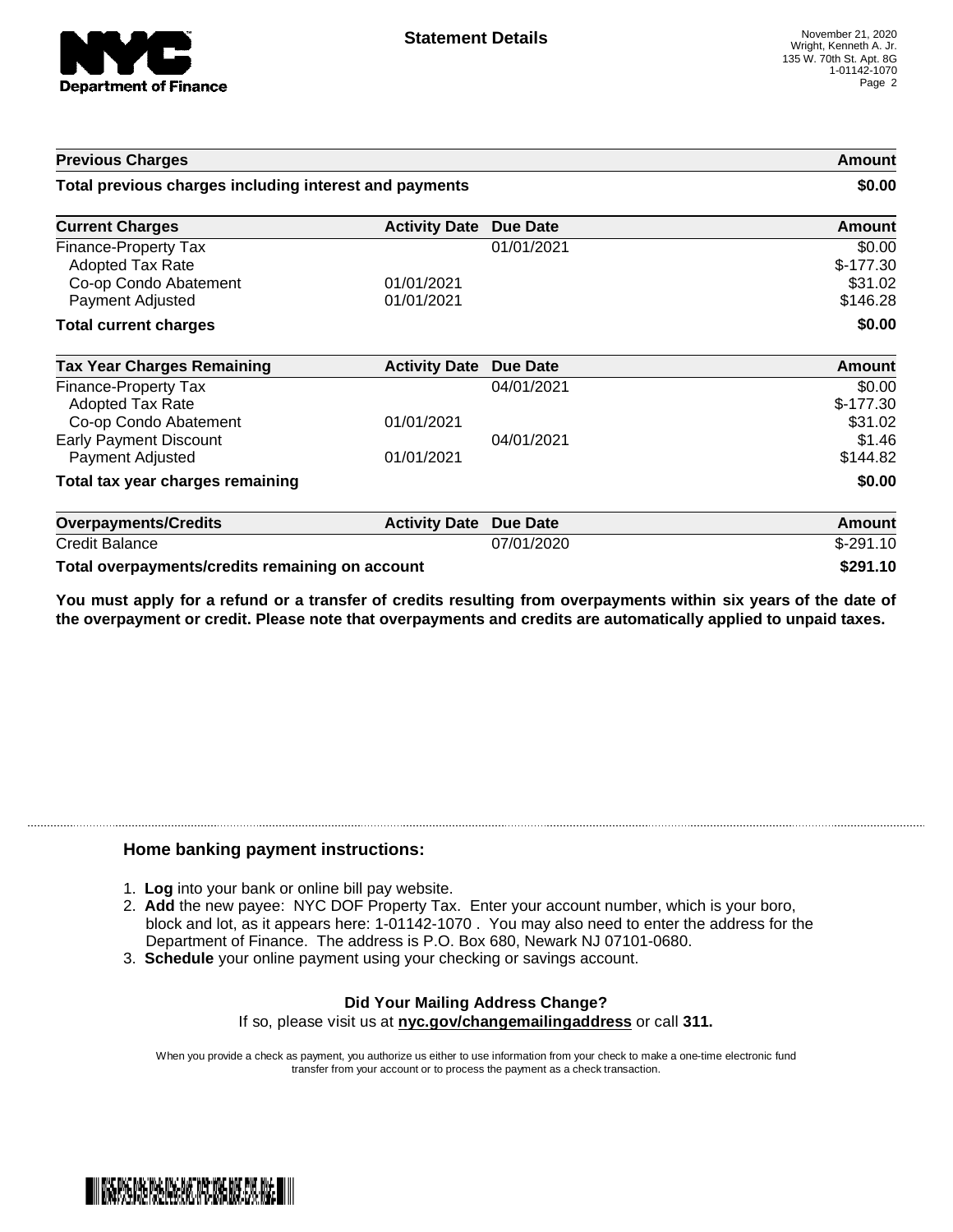## Statement Details

November 21, 2020
Wright, Kenneth A. Jr.
135 W. 70th St. Apt. 8G
1-01142-1070

| Previous Charges | | | Amount |
|---|---|---|---|
| **Total previous charges including interest and payments** | | | **$0.00** |

| Current Charges | Activity Date | Due Date | Amount |
|---|---|---|---|
| Finance-Property Tax | | 01/01/2021 | $0.00 |
| Adopted Tax Rate | | | $-177.30 |
| Co-op Condo Abatement | 01/01/2021 | | $31.02 |
| Payment Adjusted | 01/01/2021 | | $146.28 |
| **Total current charges** | | | **$0.00** |

| Tax Year Charges Remaining | Activity Date | Due Date | Amount |
|---|---|---|---|
| Finance-Property Tax | | 04/01/2021 | $0.00 |
| Adopted Tax Rate | | | $-177.30 |
| Co-op Condo Abatement | 01/01/2021 | | $31.02 |
| Early Payment Discount | | 04/01/2021 | $1.46 |
| Payment Adjusted | 01/01/2021 | | $144.82 |
| **Total tax year charges remaining** | | | **$0.00** |

| Overpayments/Credits | Activity Date | Due Date | Amount |
|---|---|---|---|
| Credit Balance | | 07/01/2020 | $-291.10 |
| **Total overpayments/credits remaining on account** | | | **$291.10** |

**You must apply for a refund or a transfer of credits resulting from overpayments within six years of the date of the overpayment or credit. Please note that overpayments and credits are automatically applied to unpaid taxes.**

### Home banking payment instructions:

1. **Log** into your bank or online bill pay website.
2. **Add** the new payee: NYC DOF Property Tax. Enter your account number, which is your boro, block and lot, as it appears here: 1-01142-1070 . You may also need to enter the address for the Department of Finance. The address is P.O. Box 680, Newark NJ 07101-0680.
3. **Schedule** your online payment using your checking or savings account.

**Did Your Mailing Address Change?**
If so, please visit us at **nyc.gov/changemailingaddress** or call **311.**

When you provide a check as payment, you authorize us either to use information from your check to make a one-time electronic fund transfer from your account or to process the payment as a check transaction.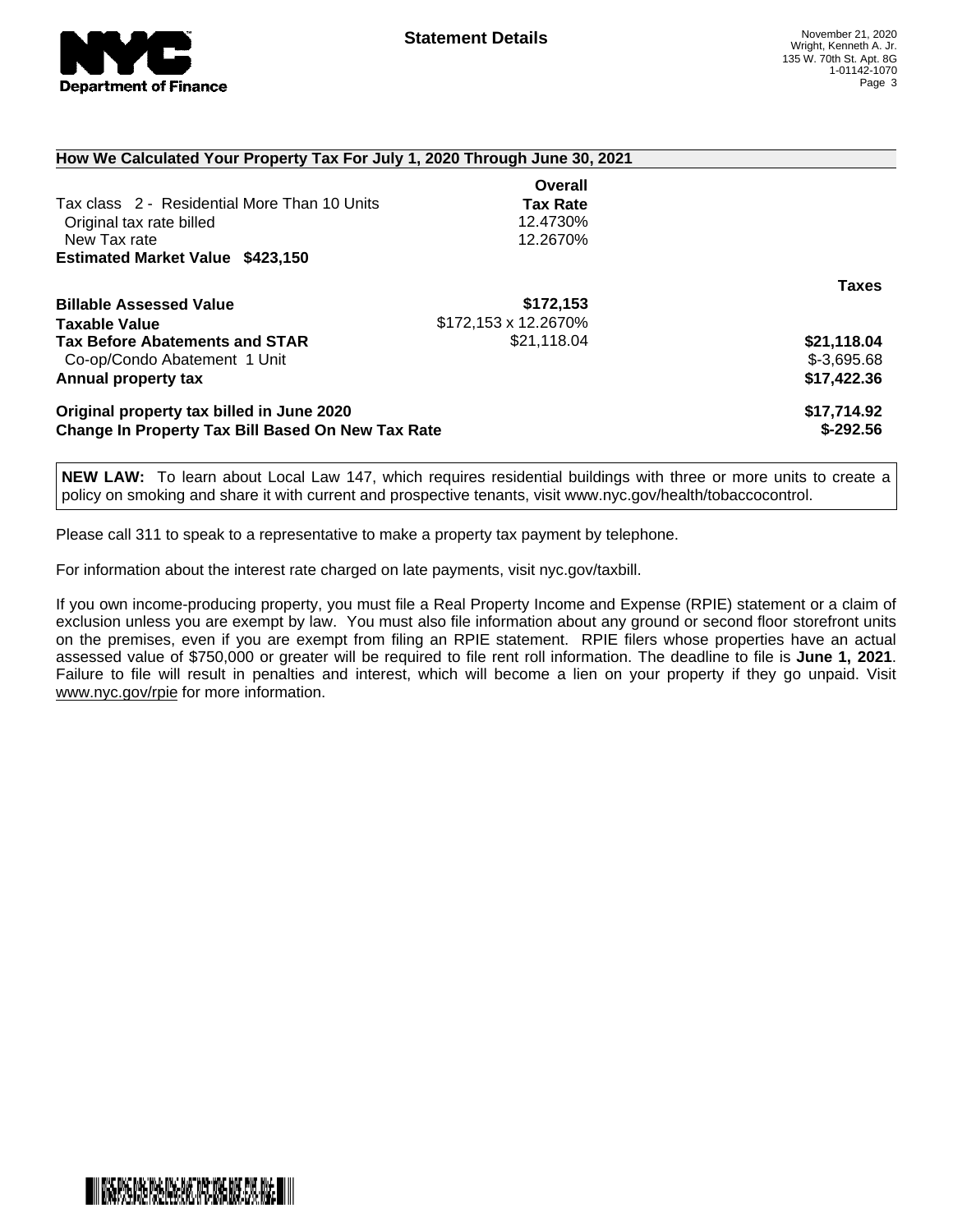## Statement Details

November 21, 2020
Wright, Kenneth A. Jr.
135 W. 70th St. Apt. 8G
1-01142-1070

### How We Calculated Your Property Tax For July 1, 2020 Through June 30, 2021

| | Overall Tax Rate | Taxes |
|---|---|---|
| Tax class 2 - Residential More Than 10 Units | | |
| Original tax rate billed | 12.4730% | |
| New Tax rate | 12.2670% | |
| **Estimated Market Value $423,150** | | |
| **Billable Assessed Value** | **$172,153** | |
| **Taxable Value** | $172,153 x 12.2670% | |
| **Tax Before Abatements and STAR** | $21,118.04 | **$21,118.04** |
| Co-op/Condo Abatement 1 Unit | | $-3,695.68 |
| **Annual property tax** | | **$17,422.36** |
| **Original property tax billed in June 2020** | | **$17,714.92** |
| **Change In Property Tax Bill Based On New Tax Rate** | | **$-292.56** |

**NEW LAW:** To learn about Local Law 147, which requires residential buildings with three or more units to create a policy on smoking and share it with current and prospective tenants, visit www.nyc.gov/health/tobaccocontrol.

Please call 311 to speak to a representative to make a property tax payment by telephone.

For information about the interest rate charged on late payments, visit nyc.gov/taxbill.

If you own income-producing property, you must file a Real Property Income and Expense (RPIE) statement or a claim of exclusion unless you are exempt by law. You must also file information about any ground or second floor storefront units on the premises, even if you are exempt from filing an RPIE statement. RPIE filers whose properties have an actual assessed value of $750,000 or greater will be required to file rent roll information. The deadline to file is **June 1, 2021**. Failure to file will result in penalties and interest, which will become a lien on your property if they go unpaid. Visit www.nyc.gov/rpie for more information.